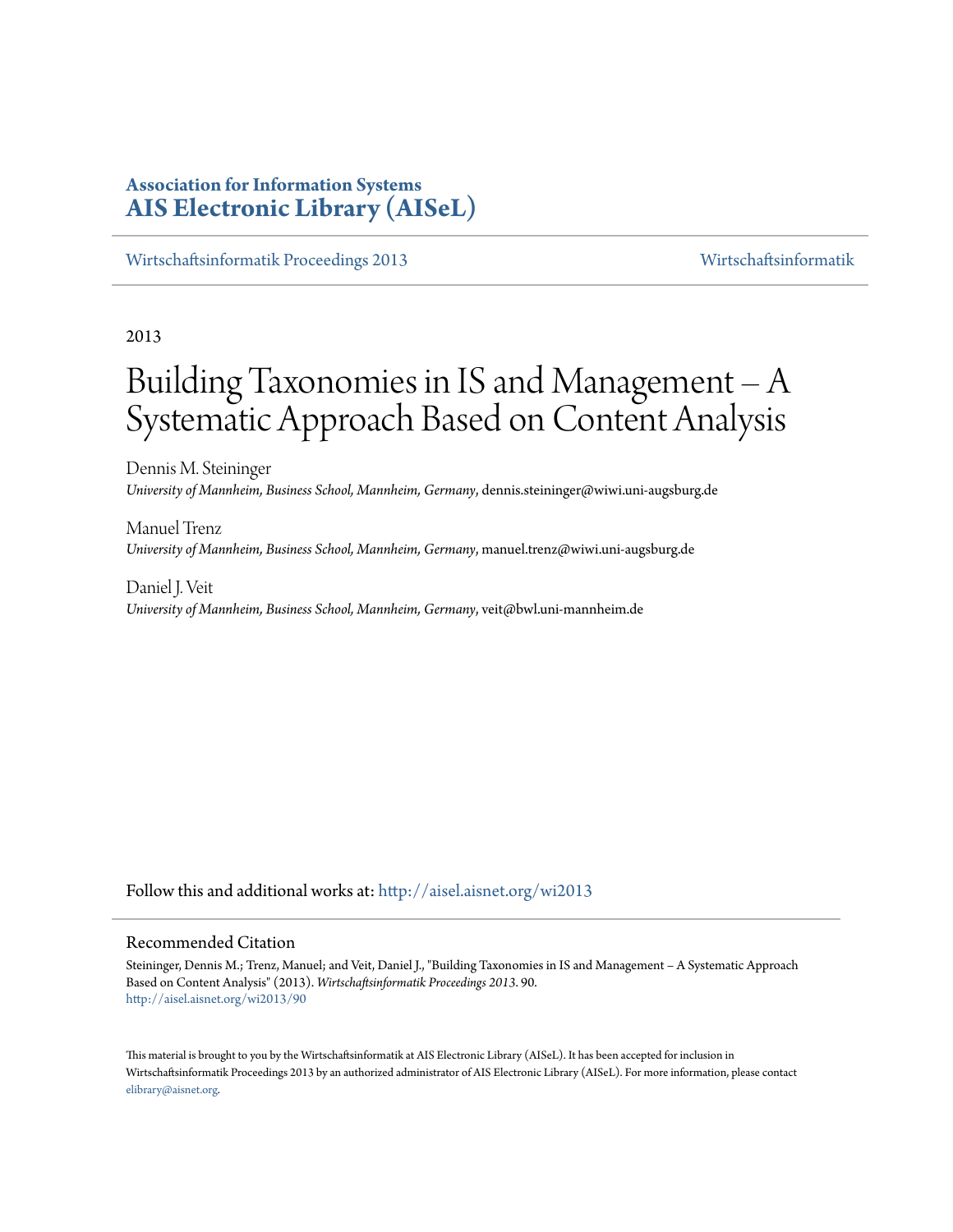**Association for Information Systems**
**AIS Electronic Library (AISeL)**

Wirtschaftsinformatik Proceedings 2013 | Wirtschaftsinformatik

2013

# Building Taxonomies in IS and Management – A Systematic Approach Based on Content Analysis

Dennis M. Steininger
*University of Mannheim, Business School, Mannheim, Germany*, dennis.steininger@wiwi.uni-augsburg.de

Manuel Trenz
*University of Mannheim, Business School, Mannheim, Germany*, manuel.trenz@wiwi.uni-augsburg.de

Daniel J. Veit
*University of Mannheim, Business School, Mannheim, Germany*, veit@bwl.uni-mannheim.de

Follow this and additional works at: http://aisel.aisnet.org/wi2013

## Recommended Citation

Steininger, Dennis M.; Trenz, Manuel; and Veit, Daniel J., "Building Taxonomies in IS and Management – A Systematic Approach Based on Content Analysis" (2013). *Wirtschaftsinformatik Proceedings 2013*. 90.
http://aisel.aisnet.org/wi2013/90

This material is brought to you by the Wirtschaftsinformatik at AIS Electronic Library (AISeL). It has been accepted for inclusion in Wirtschaftsinformatik Proceedings 2013 by an authorized administrator of AIS Electronic Library (AISeL). For more information, please contact elibrary@aisnet.org.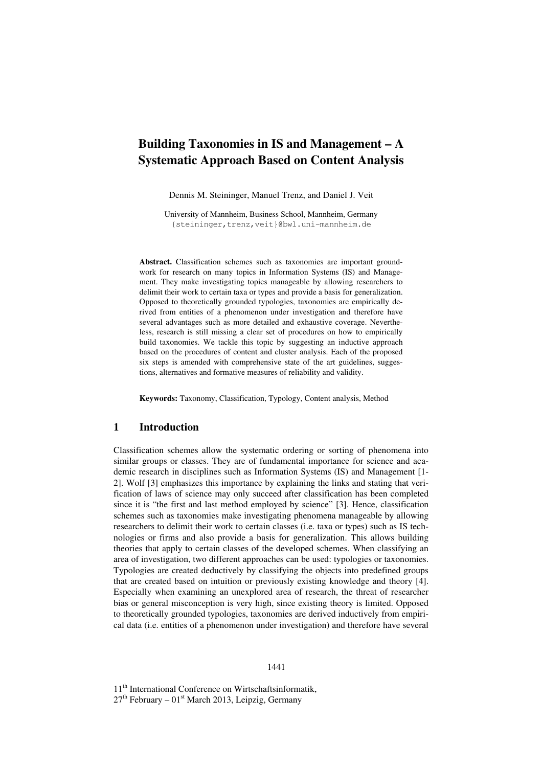# Building Taxonomies in IS and Management – A Systematic Approach Based on Content Analysis

Dennis M. Steininger, Manuel Trenz, and Daniel J. Veit

University of Mannheim, Business School, Mannheim, Germany
{steininger,trenz,veit}@bwl.uni-mannheim.de

**Abstract.** Classification schemes such as taxonomies are important groundwork for research on many topics in Information Systems (IS) and Management. They make investigating topics manageable by allowing researchers to delimit their work to certain taxa or types and provide a basis for generalization. Opposed to theoretically grounded typologies, taxonomies are empirically derived from entities of a phenomenon under investigation and therefore have several advantages such as more detailed and exhaustive coverage. Nevertheless, research is still missing a clear set of procedures on how to empirically build taxonomies. We tackle this topic by suggesting an inductive approach based on the procedures of content and cluster analysis. Each of the proposed six steps is amended with comprehensive state of the art guidelines, suggestions, alternatives and formative measures of reliability and validity.

**Keywords:** Taxonomy, Classification, Typology, Content analysis, Method

## 1 Introduction

Classification schemes allow the systematic ordering or sorting of phenomena into similar groups or classes. They are of fundamental importance for science and academic research in disciplines such as Information Systems (IS) and Management [1-2]. Wolf [3] emphasizes this importance by explaining the links and stating that verification of laws of science may only succeed after classification has been completed since it is "the first and last method employed by science" [3]. Hence, classification schemes such as taxonomies make investigating phenomena manageable by allowing researchers to delimit their work to certain classes (i.e. taxa or types) such as IS technologies or firms and also provide a basis for generalization. This allows building theories that apply to certain classes of the developed schemes. When classifying an area of investigation, two different approaches can be used: typologies or taxonomies. Typologies are created deductively by classifying the objects into predefined groups that are created based on intuition or previously existing knowledge and theory [4]. Especially when examining an unexplored area of research, the threat of researcher bias or general misconception is very high, since existing theory is limited. Opposed to theoretically grounded typologies, taxonomies are derived inductively from empirical data (i.e. entities of a phenomenon under investigation) and therefore have several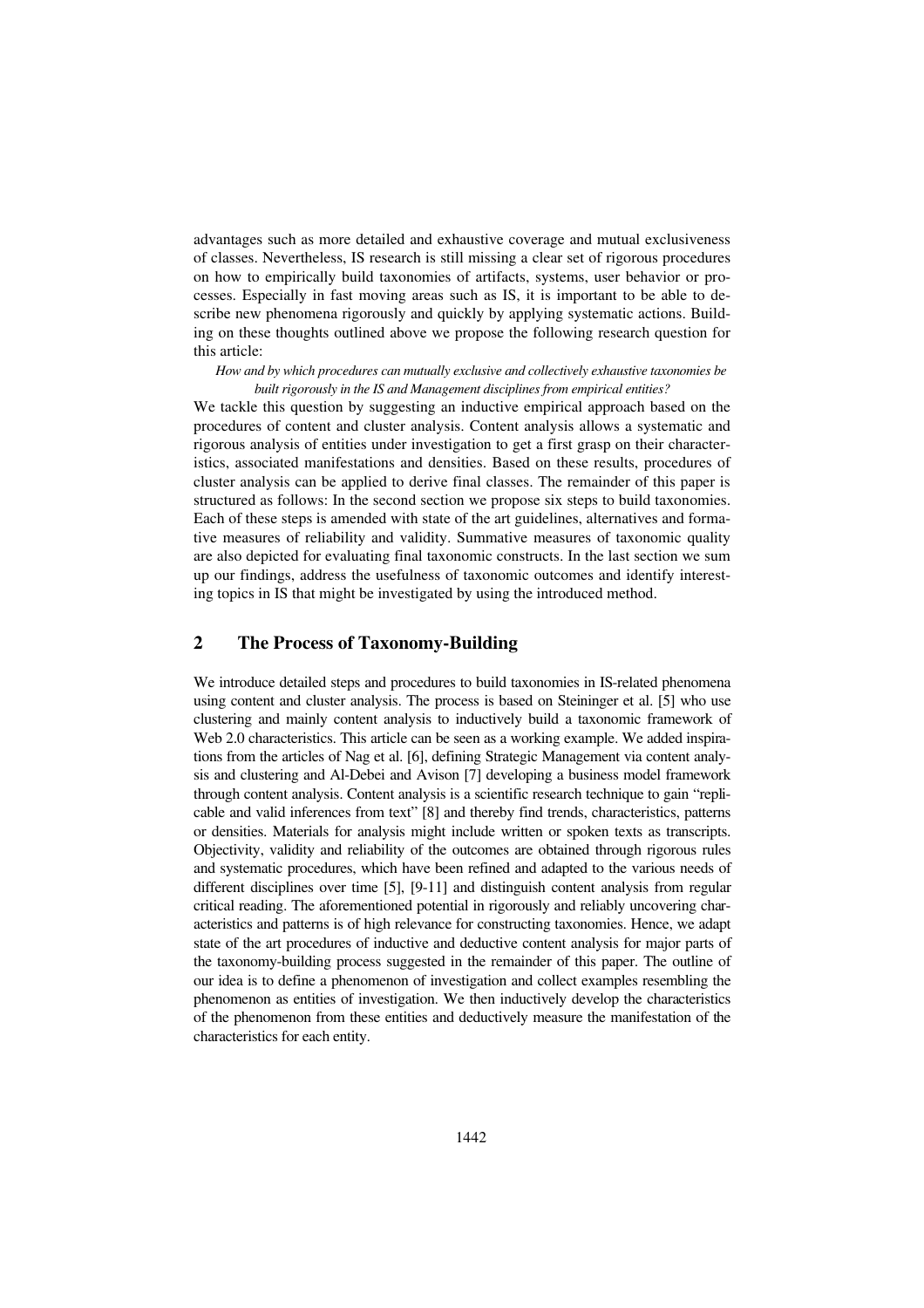advantages such as more detailed and exhaustive coverage and mutual exclusiveness of classes. Nevertheless, IS research is still missing a clear set of rigorous procedures on how to empirically build taxonomies of artifacts, systems, user behavior or processes. Especially in fast moving areas such as IS, it is important to be able to describe new phenomena rigorously and quickly by applying systematic actions. Building on these thoughts outlined above we propose the following research question for this article:

*How and by which procedures can mutually exclusive and collectively exhaustive taxonomies be built rigorously in the IS and Management disciplines from empirical entities?*

We tackle this question by suggesting an inductive empirical approach based on the procedures of content and cluster analysis. Content analysis allows a systematic and rigorous analysis of entities under investigation to get a first grasp on their characteristics, associated manifestations and densities. Based on these results, procedures of cluster analysis can be applied to derive final classes. The remainder of this paper is structured as follows: In the second section we propose six steps to build taxonomies. Each of these steps is amended with state of the art guidelines, alternatives and formative measures of reliability and validity. Summative measures of taxonomic quality are also depicted for evaluating final taxonomic constructs. In the last section we sum up our findings, address the usefulness of taxonomic outcomes and identify interesting topics in IS that might be investigated by using the introduced method.

## 2 The Process of Taxonomy-Building

We introduce detailed steps and procedures to build taxonomies in IS-related phenomena using content and cluster analysis. The process is based on Steininger et al. [5] who use clustering and mainly content analysis to inductively build a taxonomic framework of Web 2.0 characteristics. This article can be seen as a working example. We added inspirations from the articles of Nag et al. [6], defining Strategic Management via content analysis and clustering and Al-Debei and Avison [7] developing a business model framework through content analysis. Content analysis is a scientific research technique to gain "replicable and valid inferences from text" [8] and thereby find trends, characteristics, patterns or densities. Materials for analysis might include written or spoken texts as transcripts. Objectivity, validity and reliability of the outcomes are obtained through rigorous rules and systematic procedures, which have been refined and adapted to the various needs of different disciplines over time [5], [9-11] and distinguish content analysis from regular critical reading. The aforementioned potential in rigorously and reliably uncovering characteristics and patterns is of high relevance for constructing taxonomies. Hence, we adapt state of the art procedures of inductive and deductive content analysis for major parts of the taxonomy-building process suggested in the remainder of this paper. The outline of our idea is to define a phenomenon of investigation and collect examples resembling the phenomenon as entities of investigation. We then inductively develop the characteristics of the phenomenon from these entities and deductively measure the manifestation of the characteristics for each entity.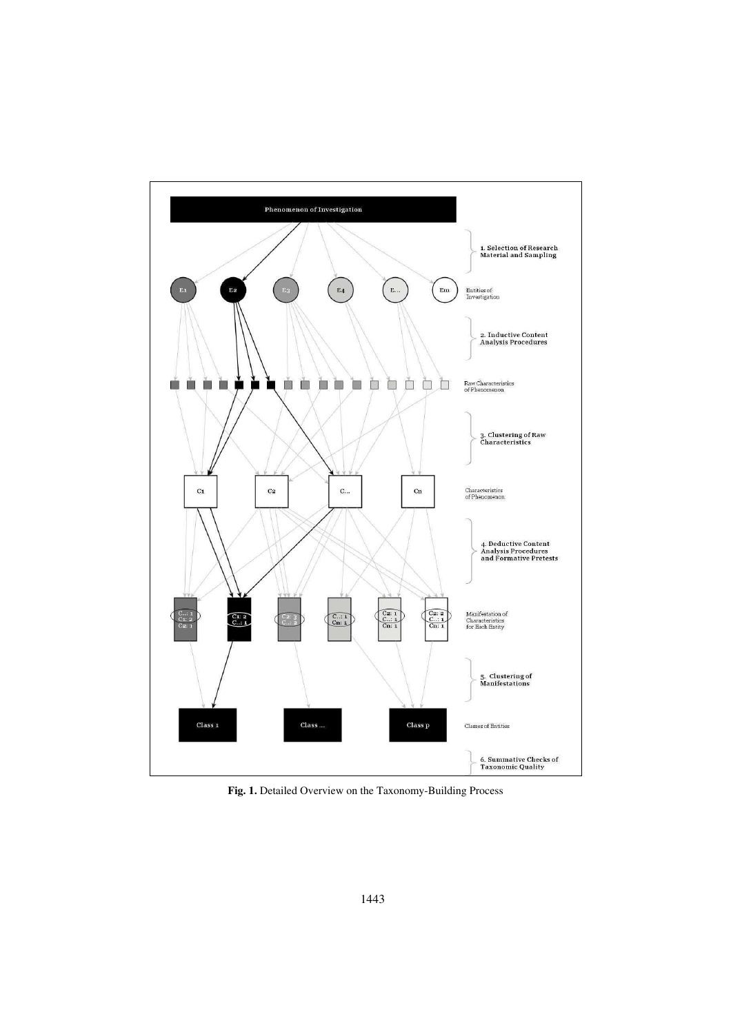**Fig. 1.** Detailed Overview on the Taxonomy-Building Process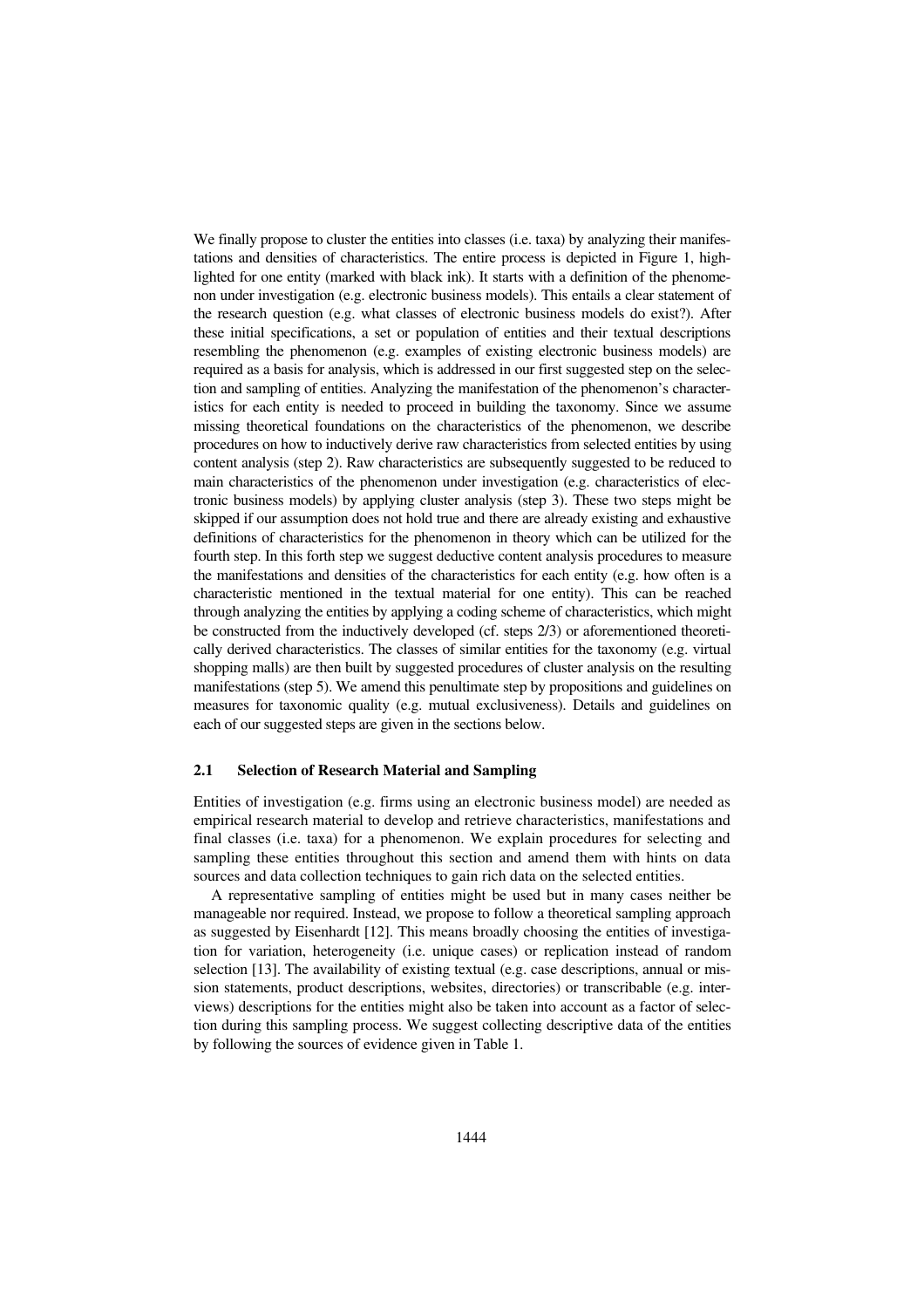We finally propose to cluster the entities into classes (i.e. taxa) by analyzing their manifestations and densities of characteristics. The entire process is depicted in Figure 1, highlighted for one entity (marked with black ink). It starts with a definition of the phenomenon under investigation (e.g. electronic business models). This entails a clear statement of the research question (e.g. what classes of electronic business models do exist?). After these initial specifications, a set or population of entities and their textual descriptions resembling the phenomenon (e.g. examples of existing electronic business models) are required as a basis for analysis, which is addressed in our first suggested step on the selection and sampling of entities. Analyzing the manifestation of the phenomenon's characteristics for each entity is needed to proceed in building the taxonomy. Since we assume missing theoretical foundations on the characteristics of the phenomenon, we describe procedures on how to inductively derive raw characteristics from selected entities by using content analysis (step 2). Raw characteristics are subsequently suggested to be reduced to main characteristics of the phenomenon under investigation (e.g. characteristics of electronic business models) by applying cluster analysis (step 3). These two steps might be skipped if our assumption does not hold true and there are already existing and exhaustive definitions of characteristics for the phenomenon in theory which can be utilized for the fourth step. In this forth step we suggest deductive content analysis procedures to measure the manifestations and densities of the characteristics for each entity (e.g. how often is a characteristic mentioned in the textual material for one entity). This can be reached through analyzing the entities by applying a coding scheme of characteristics, which might be constructed from the inductively developed (cf. steps 2/3) or aforementioned theoretically derived characteristics. The classes of similar entities for the taxonomy (e.g. virtual shopping malls) are then built by suggested procedures of cluster analysis on the resulting manifestations (step 5). We amend this penultimate step by propositions and guidelines on measures for taxonomic quality (e.g. mutual exclusiveness). Details and guidelines on each of our suggested steps are given in the sections below.

## 2.1 Selection of Research Material and Sampling

Entities of investigation (e.g. firms using an electronic business model) are needed as empirical research material to develop and retrieve characteristics, manifestations and final classes (i.e. taxa) for a phenomenon. We explain procedures for selecting and sampling these entities throughout this section and amend them with hints on data sources and data collection techniques to gain rich data on the selected entities.

A representative sampling of entities might be used but in many cases neither be manageable nor required. Instead, we propose to follow a theoretical sampling approach as suggested by Eisenhardt [12]. This means broadly choosing the entities of investigation for variation, heterogeneity (i.e. unique cases) or replication instead of random selection [13]. The availability of existing textual (e.g. case descriptions, annual or mission statements, product descriptions, websites, directories) or transcribable (e.g. interviews) descriptions for the entities might also be taken into account as a factor of selection during this sampling process. We suggest collecting descriptive data of the entities by following the sources of evidence given in Table 1.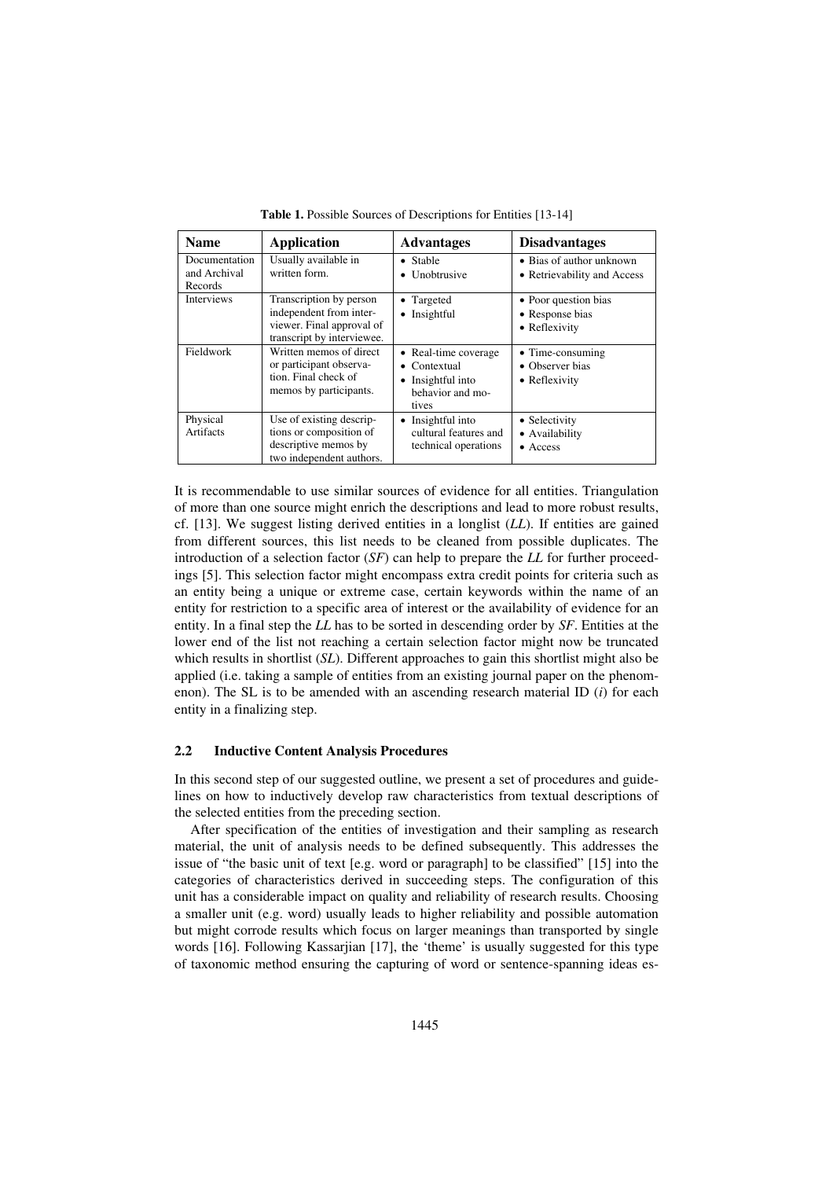**Table 1.** Possible Sources of Descriptions for Entities [13-14]

| Name | Application | Advantages | Disadvantages |
|---|---|---|---|
| Documentation and Archival Records | Usually available in written form. | • Stable<br>• Unobtrusive | • Bias of author unknown<br>• Retrievability and Access |
| Interviews | Transcription by person independent from interviewer. Final approval of transcript by interviewee. | • Targeted<br>• Insightful | • Poor question bias<br>• Response bias<br>• Reflexivity |
| Fieldwork | Written memos of direct or participant observation. Final check of memos by participants. | • Real-time coverage<br>• Contextual<br>• Insightful into behavior and motives | • Time-consuming<br>• Observer bias<br>• Reflexivity |
| Physical Artifacts | Use of existing descriptions or composition of descriptive memos by two independent authors. | • Insightful into cultural features and technical operations | • Selectivity<br>• Availability<br>• Access |

It is recommendable to use similar sources of evidence for all entities. Triangulation of more than one source might enrich the descriptions and lead to more robust results, cf. [13]. We suggest listing derived entities in a longlist (*LL*). If entities are gained from different sources, this list needs to be cleaned from possible duplicates. The introduction of a selection factor (*SF*) can help to prepare the *LL* for further proceedings [5]. This selection factor might encompass extra credit points for criteria such as an entity being a unique or extreme case, certain keywords within the name of an entity for restriction to a specific area of interest or the availability of evidence for an entity. In a final step the *LL* has to be sorted in descending order by *SF*. Entities at the lower end of the list not reaching a certain selection factor might now be truncated which results in shortlist (*SL*). Different approaches to gain this shortlist might also be applied (i.e. taking a sample of entities from an existing journal paper on the phenomenon). The SL is to be amended with an ascending research material ID ($i$) for each entity in a finalizing step.

### 2.2 Inductive Content Analysis Procedures

In this second step of our suggested outline, we present a set of procedures and guidelines on how to inductively develop raw characteristics from textual descriptions of the selected entities from the preceding section.

After specification of the entities of investigation and their sampling as research material, the unit of analysis needs to be defined subsequently. This addresses the issue of "the basic unit of text [e.g. word or paragraph] to be classified" [15] into the categories of characteristics derived in succeeding steps. The configuration of this unit has a considerable impact on quality and reliability of research results. Choosing a smaller unit (e.g. word) usually leads to higher reliability and possible automation but might corrode results which focus on larger meanings than transported by single words [16]. Following Kassarjian [17], the 'theme' is usually suggested for this type of taxonomic method ensuring the capturing of word or sentence-spanning ideas es-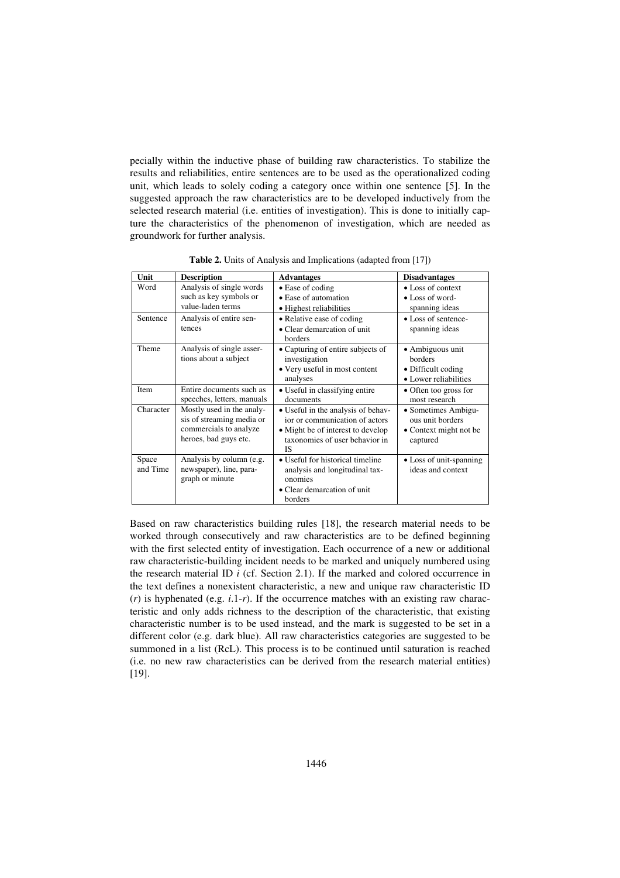pecially within the inductive phase of building raw characteristics. To stabilize the results and reliabilities, entire sentences are to be used as the operationalized coding unit, which leads to solely coding a category once within one sentence [5]. In the suggested approach the raw characteristics are to be developed inductively from the selected research material (i.e. entities of investigation). This is done to initially capture the characteristics of the phenomenon of investigation, which are needed as groundwork for further analysis.

**Table 2.** Units of Analysis and Implications (adapted from [17])

| Unit | Description | Advantages | Disadvantages |
|---|---|---|---|
| Word | Analysis of single words such as key symbols or value-laden terms | • Ease of coding<br>• Ease of automation<br>• Highest reliabilities | • Loss of context<br>• Loss of word-spanning ideas |
| Sentence | Analysis of entire sentences | • Relative ease of coding<br>• Clear demarcation of unit borders | • Loss of sentence-spanning ideas |
| Theme | Analysis of single assertions about a subject | • Capturing of entire subjects of investigation<br>• Very useful in most content analyses | • Ambiguous unit borders<br>• Difficult coding<br>• Lower reliabilities |
| Item | Entire documents such as speeches, letters, manuals | • Useful in classifying entire documents | • Often too gross for most research |
| Character | Mostly used in the analysis of streaming media or commercials to analyze heroes, bad guys etc. | • Useful in the analysis of behavior or communication of actors<br>• Might be of interest to develop taxonomies of user behavior in IS | • Sometimes Ambiguous unit borders<br>• Context might not be captured |
| Space and Time | Analysis by column (e.g. newspaper), line, paragraph or minute | • Useful for historical timeline analysis and longitudinal taxonomies<br>• Clear demarcation of unit borders | • Loss of unit-spanning ideas and context |

Based on raw characteristics building rules [18], the research material needs to be worked through consecutively and raw characteristics are to be defined beginning with the first selected entity of investigation. Each occurrence of a new or additional raw characteristic-building incident needs to be marked and uniquely numbered using the research material ID $i$ (cf. Section 2.1). If the marked and colored occurrence in the text defines a nonexistent characteristic, a new and unique raw characteristic ID ($r$) is hyphenated (e.g. $i$.1-$r$). If the occurrence matches with an existing raw characteristic and only adds richness to the description of the characteristic, that existing characteristic number is to be used instead, and the mark is suggested to be set in a different color (e.g. dark blue). All raw characteristics categories are suggested to be summoned in a list (RcL). This process is to be continued until saturation is reached (i.e. no new raw characteristics can be derived from the research material entities) [19].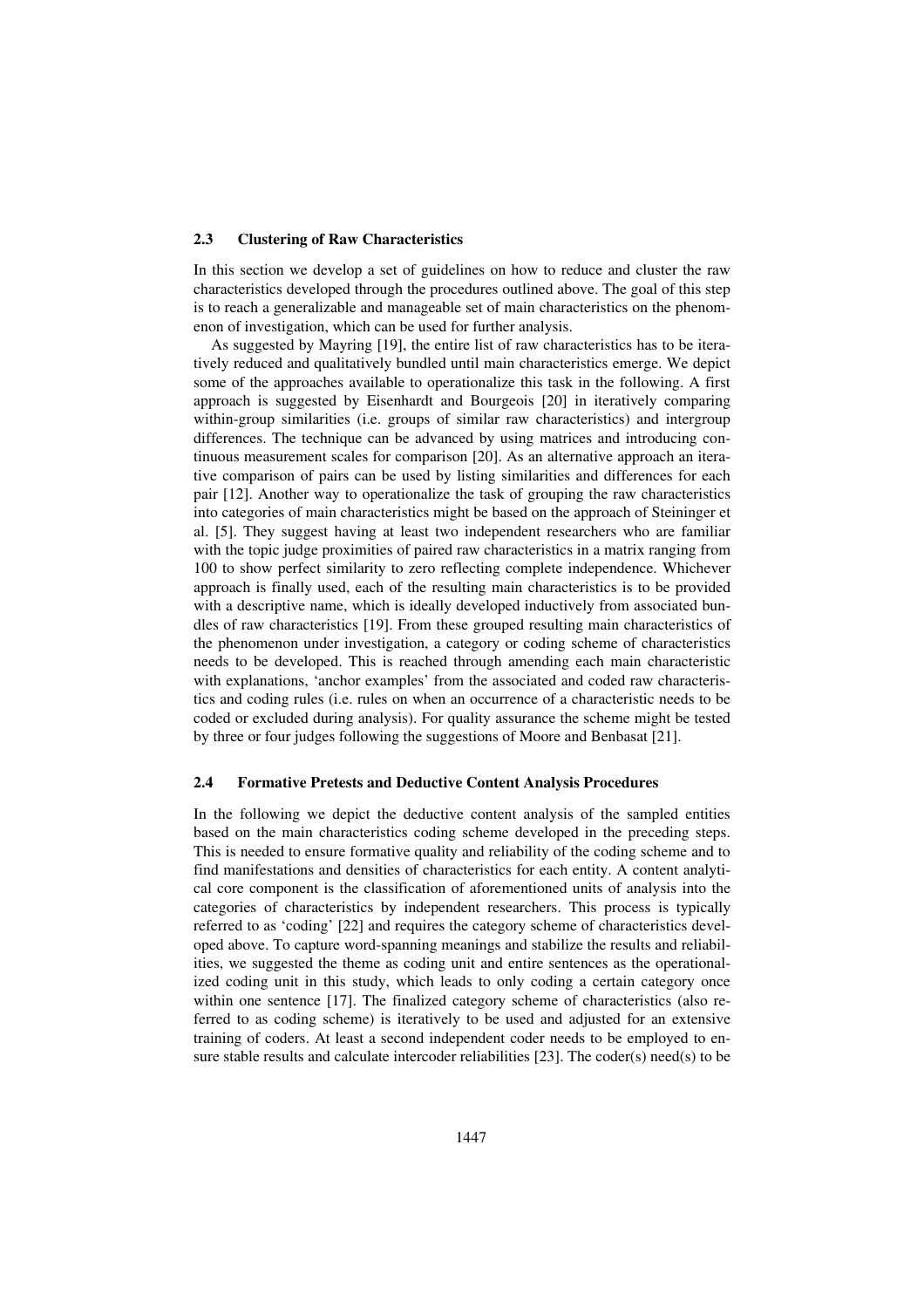### 2.3 Clustering of Raw Characteristics

In this section we develop a set of guidelines on how to reduce and cluster the raw characteristics developed through the procedures outlined above. The goal of this step is to reach a generalizable and manageable set of main characteristics on the phenomenon of investigation, which can be used for further analysis.

As suggested by Mayring [19], the entire list of raw characteristics has to be iteratively reduced and qualitatively bundled until main characteristics emerge. We depict some of the approaches available to operationalize this task in the following. A first approach is suggested by Eisenhardt and Bourgeois [20] in iteratively comparing within-group similarities (i.e. groups of similar raw characteristics) and intergroup differences. The technique can be advanced by using matrices and introducing continuous measurement scales for comparison [20]. As an alternative approach an iterative comparison of pairs can be used by listing similarities and differences for each pair [12]. Another way to operationalize the task of grouping the raw characteristics into categories of main characteristics might be based on the approach of Steininger et al. [5]. They suggest having at least two independent researchers who are familiar with the topic judge proximities of paired raw characteristics in a matrix ranging from 100 to show perfect similarity to zero reflecting complete independence. Whichever approach is finally used, each of the resulting main characteristics is to be provided with a descriptive name, which is ideally developed inductively from associated bundles of raw characteristics [19]. From these grouped resulting main characteristics of the phenomenon under investigation, a category or coding scheme of characteristics needs to be developed. This is reached through amending each main characteristic with explanations, 'anchor examples' from the associated and coded raw characteristics and coding rules (i.e. rules on when an occurrence of a characteristic needs to be coded or excluded during analysis). For quality assurance the scheme might be tested by three or four judges following the suggestions of Moore and Benbasat [21].

### 2.4 Formative Pretests and Deductive Content Analysis Procedures

In the following we depict the deductive content analysis of the sampled entities based on the main characteristics coding scheme developed in the preceding steps. This is needed to ensure formative quality and reliability of the coding scheme and to find manifestations and densities of characteristics for each entity. A content analytical core component is the classification of aforementioned units of analysis into the categories of characteristics by independent researchers. This process is typically referred to as 'coding' [22] and requires the category scheme of characteristics developed above. To capture word-spanning meanings and stabilize the results and reliabilities, we suggested the theme as coding unit and entire sentences as the operationalized coding unit in this study, which leads to only coding a certain category once within one sentence [17]. The finalized category scheme of characteristics (also referred to as coding scheme) is iteratively to be used and adjusted for an extensive training of coders. At least a second independent coder needs to be employed to ensure stable results and calculate intercoder reliabilities [23]. The coder(s) need(s) to be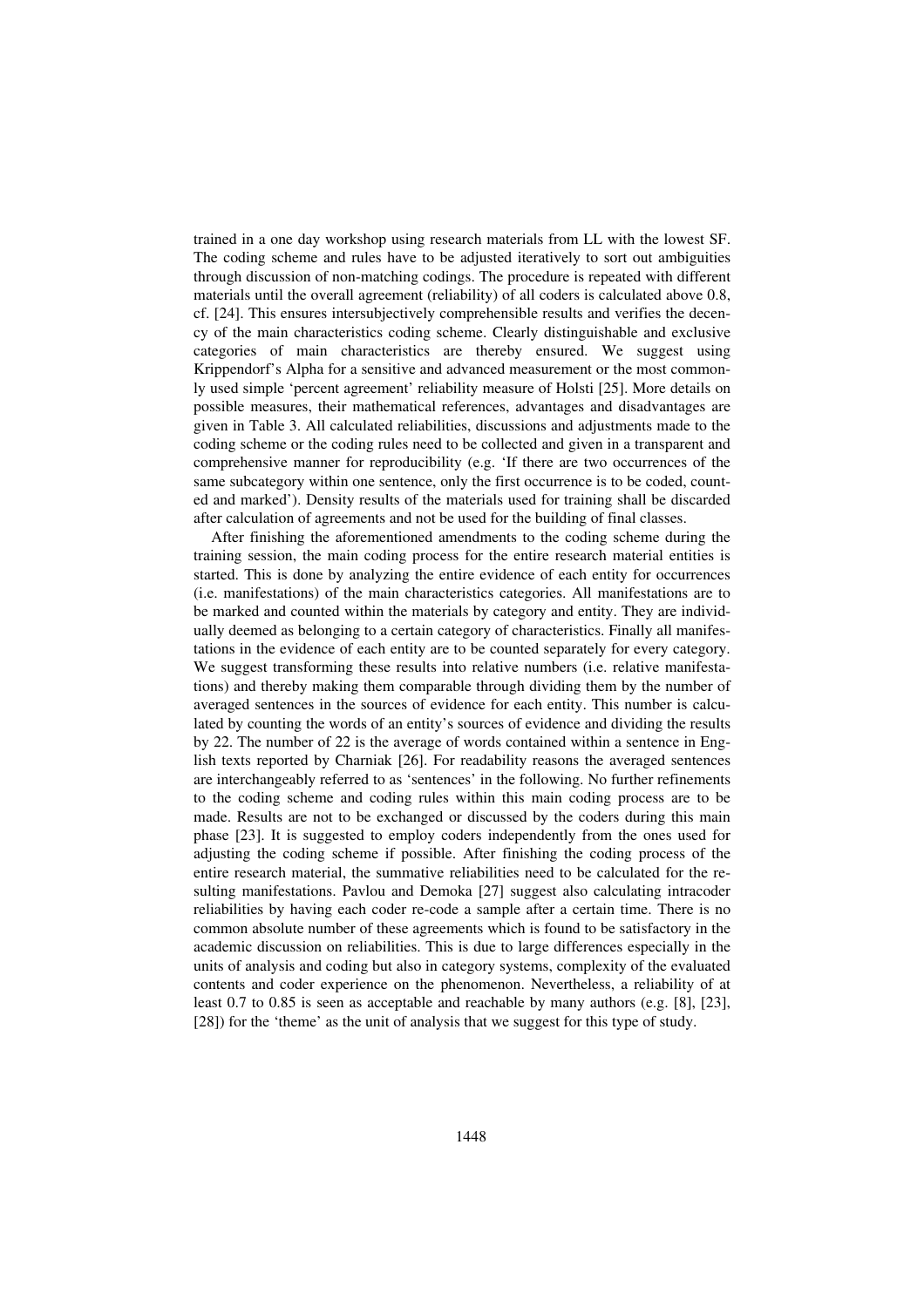trained in a one day workshop using research materials from LL with the lowest SF. The coding scheme and rules have to be adjusted iteratively to sort out ambiguities through discussion of non-matching codings. The procedure is repeated with different materials until the overall agreement (reliability) of all coders is calculated above 0.8, cf. [24]. This ensures intersubjectively comprehensible results and verifies the decency of the main characteristics coding scheme. Clearly distinguishable and exclusive categories of main characteristics are thereby ensured. We suggest using Krippendorf's Alpha for a sensitive and advanced measurement or the most commonly used simple 'percent agreement' reliability measure of Holsti [25]. More details on possible measures, their mathematical references, advantages and disadvantages are given in Table 3. All calculated reliabilities, discussions and adjustments made to the coding scheme or the coding rules need to be collected and given in a transparent and comprehensive manner for reproducibility (e.g. 'If there are two occurrences of the same subcategory within one sentence, only the first occurrence is to be coded, counted and marked'). Density results of the materials used for training shall be discarded after calculation of agreements and not be used for the building of final classes.

After finishing the aforementioned amendments to the coding scheme during the training session, the main coding process for the entire research material entities is started. This is done by analyzing the entire evidence of each entity for occurrences (i.e. manifestations) of the main characteristics categories. All manifestations are to be marked and counted within the materials by category and entity. They are individually deemed as belonging to a certain category of characteristics. Finally all manifestations in the evidence of each entity are to be counted separately for every category. We suggest transforming these results into relative numbers (i.e. relative manifestations) and thereby making them comparable through dividing them by the number of averaged sentences in the sources of evidence for each entity. This number is calculated by counting the words of an entity's sources of evidence and dividing the results by 22. The number of 22 is the average of words contained within a sentence in English texts reported by Charniak [26]. For readability reasons the averaged sentences are interchangeably referred to as 'sentences' in the following. No further refinements to the coding scheme and coding rules within this main coding process are to be made. Results are not to be exchanged or discussed by the coders during this main phase [23]. It is suggested to employ coders independently from the ones used for adjusting the coding scheme if possible. After finishing the coding process of the entire research material, the summative reliabilities need to be calculated for the resulting manifestations. Pavlou and Demoka [27] suggest also calculating intracoder reliabilities by having each coder re-code a sample after a certain time. There is no common absolute number of these agreements which is found to be satisfactory in the academic discussion on reliabilities. This is due to large differences especially in the units of analysis and coding but also in category systems, complexity of the evaluated contents and coder experience on the phenomenon. Nevertheless, a reliability of at least 0.7 to 0.85 is seen as acceptable and reachable by many authors (e.g. [8], [23], [28]) for the 'theme' as the unit of analysis that we suggest for this type of study.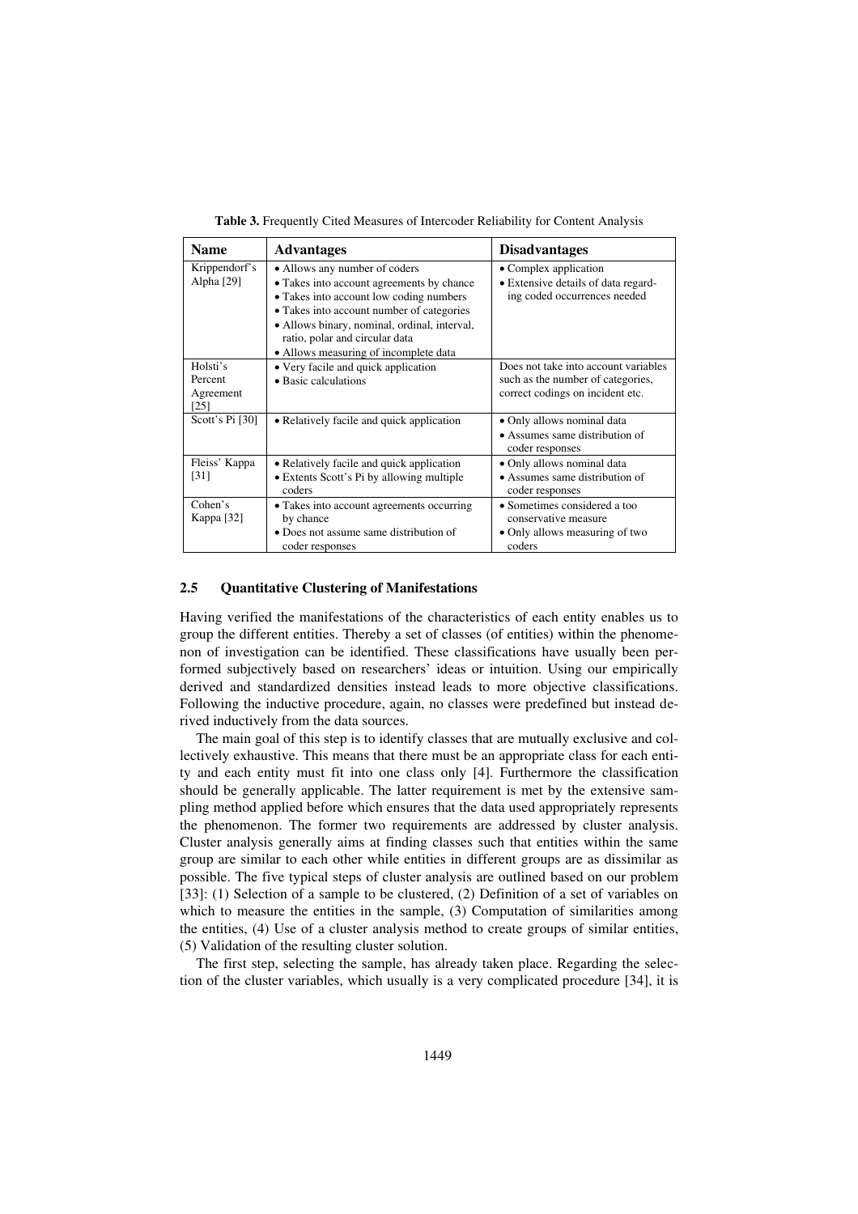**Table 3.** Frequently Cited Measures of Intercoder Reliability for Content Analysis

| Name | Advantages | Disadvantages |
|---|---|---|
| Krippendorf's Alpha [29] | • Allows any number of coders<br>• Takes into account agreements by chance<br>• Takes into account low coding numbers<br>• Takes into account number of categories<br>• Allows binary, nominal, ordinal, interval, ratio, polar and circular data<br>• Allows measuring of incomplete data | • Complex application<br>• Extensive details of data regarding coded occurrences needed |
| Holsti's Percent Agreement [25] | • Very facile and quick application<br>• Basic calculations | Does not take into account variables such as the number of categories, correct codings on incident etc. |
| Scott's Pi [30] | • Relatively facile and quick application | • Only allows nominal data<br>• Assumes same distribution of coder responses |
| Fleiss' Kappa [31] | • Relatively facile and quick application<br>• Extents Scott's Pi by allowing multiple coders | • Only allows nominal data<br>• Assumes same distribution of coder responses |
| Cohen's Kappa [32] | • Takes into account agreements occurring by chance<br>• Does not assume same distribution of coder responses | • Sometimes considered a too conservative measure<br>• Only allows measuring of two coders |

### 2.5 Quantitative Clustering of Manifestations

Having verified the manifestations of the characteristics of each entity enables us to group the different entities. Thereby a set of classes (of entities) within the phenomenon of investigation can be identified. These classifications have usually been performed subjectively based on researchers' ideas or intuition. Using our empirically derived and standardized densities instead leads to more objective classifications. Following the inductive procedure, again, no classes were predefined but instead derived inductively from the data sources.

The main goal of this step is to identify classes that are mutually exclusive and collectively exhaustive. This means that there must be an appropriate class for each entity and each entity must fit into one class only [4]. Furthermore the classification should be generally applicable. The latter requirement is met by the extensive sampling method applied before which ensures that the data used appropriately represents the phenomenon. The former two requirements are addressed by cluster analysis. Cluster analysis generally aims at finding classes such that entities within the same group are similar to each other while entities in different groups are as dissimilar as possible. The five typical steps of cluster analysis are outlined based on our problem [33]: (1) Selection of a sample to be clustered, (2) Definition of a set of variables on which to measure the entities in the sample, (3) Computation of similarities among the entities, (4) Use of a cluster analysis method to create groups of similar entities, (5) Validation of the resulting cluster solution.

The first step, selecting the sample, has already taken place. Regarding the selection of the cluster variables, which usually is a very complicated procedure [34], it is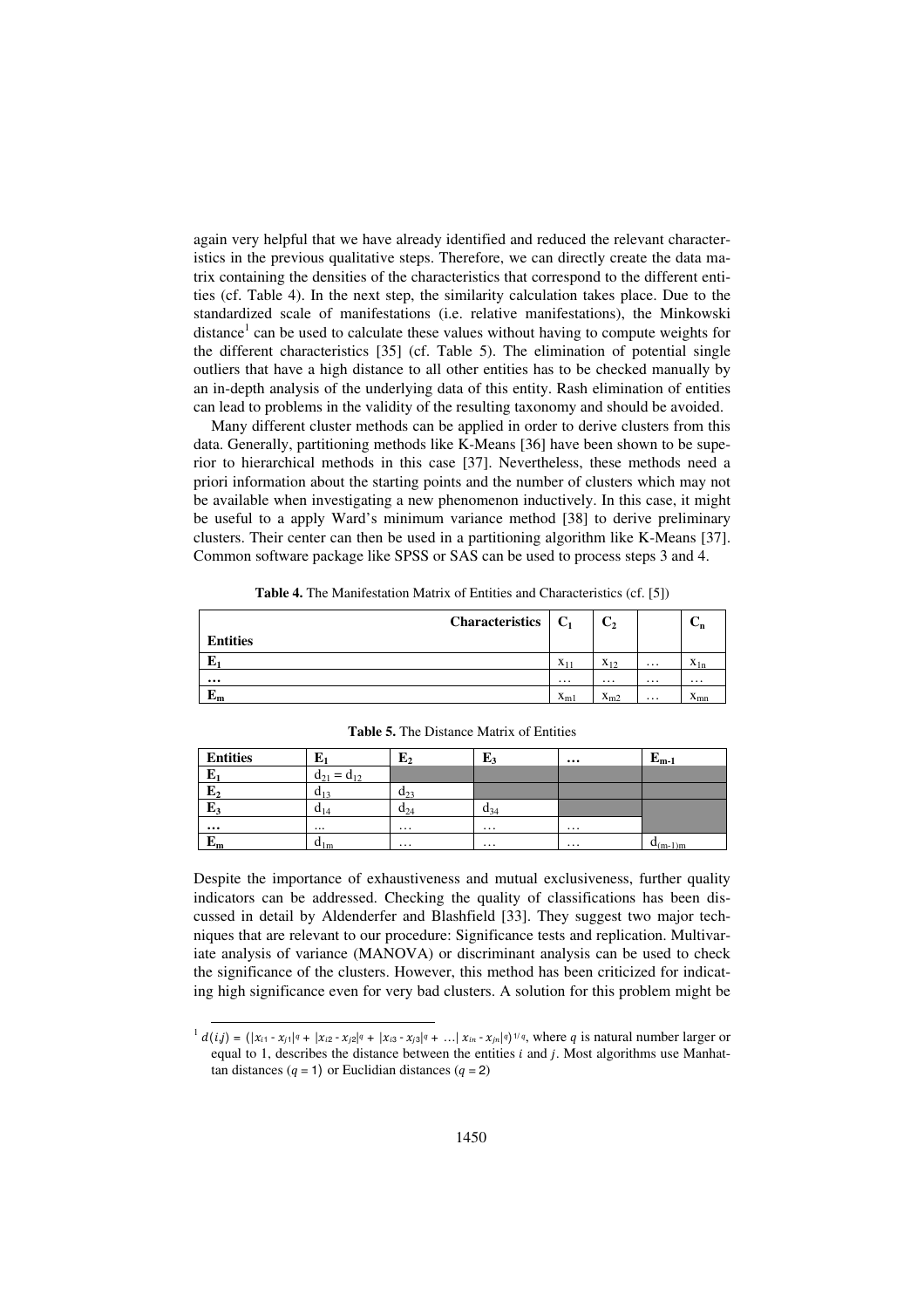again very helpful that we have already identified and reduced the relevant characteristics in the previous qualitative steps. Therefore, we can directly create the data matrix containing the densities of the characteristics that correspond to the different entities (cf. Table 4). In the next step, the similarity calculation takes place. Due to the standardized scale of manifestations (i.e. relative manifestations), the Minkowski distance[1] can be used to calculate these values without having to compute weights for the different characteristics [35] (cf. Table 5). The elimination of potential single outliers that have a high distance to all other entities has to be checked manually by an in-depth analysis of the underlying data of this entity. Rash elimination of entities can lead to problems in the validity of the resulting taxonomy and should be avoided.

Many different cluster methods can be applied in order to derive clusters from this data. Generally, partitioning methods like K-Means [36] have been shown to be superior to hierarchical methods in this case [37]. Nevertheless, these methods need a priori information about the starting points and the number of clusters which may not be available when investigating a new phenomenon inductively. In this case, it might be useful to a apply Ward's minimum variance method [38] to derive preliminary clusters. Their center can then be used in a partitioning algorithm like K-Means [37]. Common software package like SPSS or SAS can be used to process steps 3 and 4.

**Table 4.** The Manifestation Matrix of Entities and Characteristics (cf. [5])

| Characteristics / Entities | $C_1$ | $C_2$ | | $C_n$ |
|---|---|---|---|---|
| **$E_1$** | $x_{11}$ | $x_{12}$ | … | $x_{1n}$ |
| **…** | … | … | … | … |
| **$E_m$** | $x_{m1}$ | $x_{m2}$ | … | $x_{mn}$ |

**Table 5.** The Distance Matrix of Entities

| Entities | $E_1$ | $E_2$ | $E_3$ | … | $E_{m-1}$ |
|---|---|---|---|---|---|
| **$E_1$** | $d_{21} = d_{12}$ | | | | |
| **$E_2$** | $d_{13}$ | $d_{23}$ | | | |
| **$E_3$** | $d_{14}$ | $d_{24}$ | $d_{34}$ | | |
| **…** | … | … | … | … | |
| **$E_m$** | $d_{1m}$ | … | … | … | $d_{(m-1)m}$ |

Despite the importance of exhaustiveness and mutual exclusiveness, further quality indicators can be addressed. Checking the quality of classifications has been discussed in detail by Aldenderfer and Blashfield [33]. They suggest two major techniques that are relevant to our procedure: Significance tests and replication. Multivariate analysis of variance (MANOVA) or discriminant analysis can be used to check the significance of the clusters. However, this method has been criticized for indicating high significance even for very bad clusters. A solution for this problem might be

---

[1] $d(i,j) = (|x_{i1} - x_{j1}|^q + |x_{i2} - x_{j2}|^q + |x_{i3} - x_{j3}|^q + \ldots| x_{in} - x_{jn}|^q)^{1/q}$, where $q$ is natural number larger or equal to 1, describes the distance between the entities $i$ and $j$. Most algorithms use Manhattan distances ($q = 1$) or Euclidian distances ($q = 2$)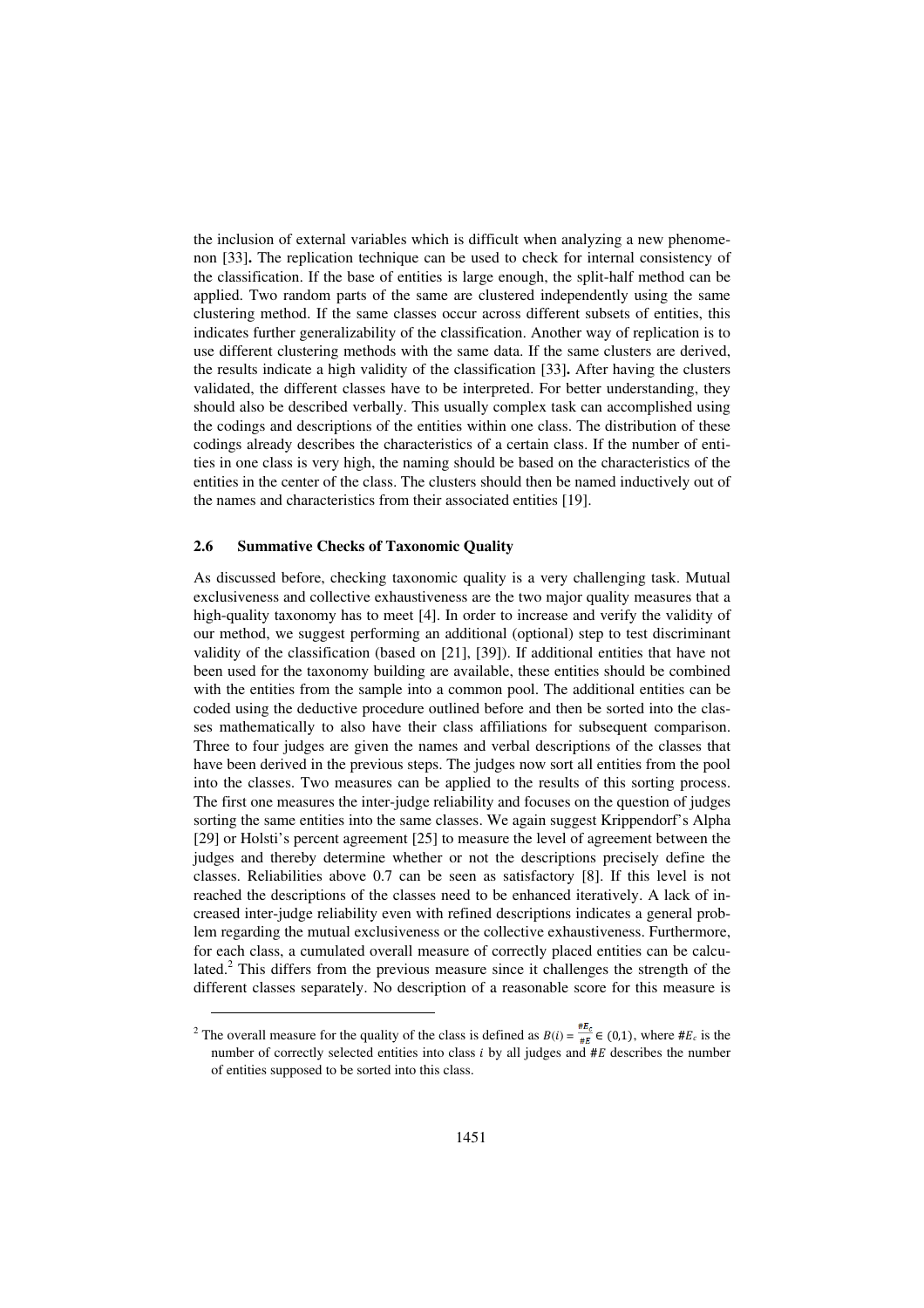the inclusion of external variables which is difficult when analyzing a new phenomenon [33]**.** The replication technique can be used to check for internal consistency of the classification. If the base of entities is large enough, the split-half method can be applied. Two random parts of the same are clustered independently using the same clustering method. If the same classes occur across different subsets of entities, this indicates further generalizability of the classification. Another way of replication is to use different clustering methods with the same data. If the same clusters are derived, the results indicate a high validity of the classification [33]**.** After having the clusters validated, the different classes have to be interpreted. For better understanding, they should also be described verbally. This usually complex task can accomplished using the codings and descriptions of the entities within one class. The distribution of these codings already describes the characteristics of a certain class. If the number of entities in one class is very high, the naming should be based on the characteristics of the entities in the center of the class. The clusters should then be named inductively out of the names and characteristics from their associated entities [19].

### 2.6 Summative Checks of Taxonomic Quality

As discussed before, checking taxonomic quality is a very challenging task. Mutual exclusiveness and collective exhaustiveness are the two major quality measures that a high-quality taxonomy has to meet [4]. In order to increase and verify the validity of our method, we suggest performing an additional (optional) step to test discriminant validity of the classification (based on [21], [39]). If additional entities that have not been used for the taxonomy building are available, these entities should be combined with the entities from the sample into a common pool. The additional entities can be coded using the deductive procedure outlined before and then be sorted into the classes mathematically to also have their class affiliations for subsequent comparison. Three to four judges are given the names and verbal descriptions of the classes that have been derived in the previous steps. The judges now sort all entities from the pool into the classes. Two measures can be applied to the results of this sorting process. The first one measures the inter-judge reliability and focuses on the question of judges sorting the same entities into the same classes. We again suggest Krippendorf's Alpha [29] or Holsti's percent agreement [25] to measure the level of agreement between the judges and thereby determine whether or not the descriptions precisely define the classes. Reliabilities above 0.7 can be seen as satisfactory [8]. If this level is not reached the descriptions of the classes need to be enhanced iteratively. A lack of increased inter-judge reliability even with refined descriptions indicates a general problem regarding the mutual exclusiveness or the collective exhaustiveness. Furthermore, for each class, a cumulated overall measure of correctly placed entities can be calculated.[2] This differs from the previous measure since it challenges the strength of the different classes separately. No description of a reasonable score for this measure is

[2] The overall measure for the quality of the class is defined as $B(i) = \frac{\#E_c}{\#E} \in (0,1)$, where $\#E_c$ is the number of correctly selected entities into class $i$ by all judges and $\#E$ describes the number of entities supposed to be sorted into this class.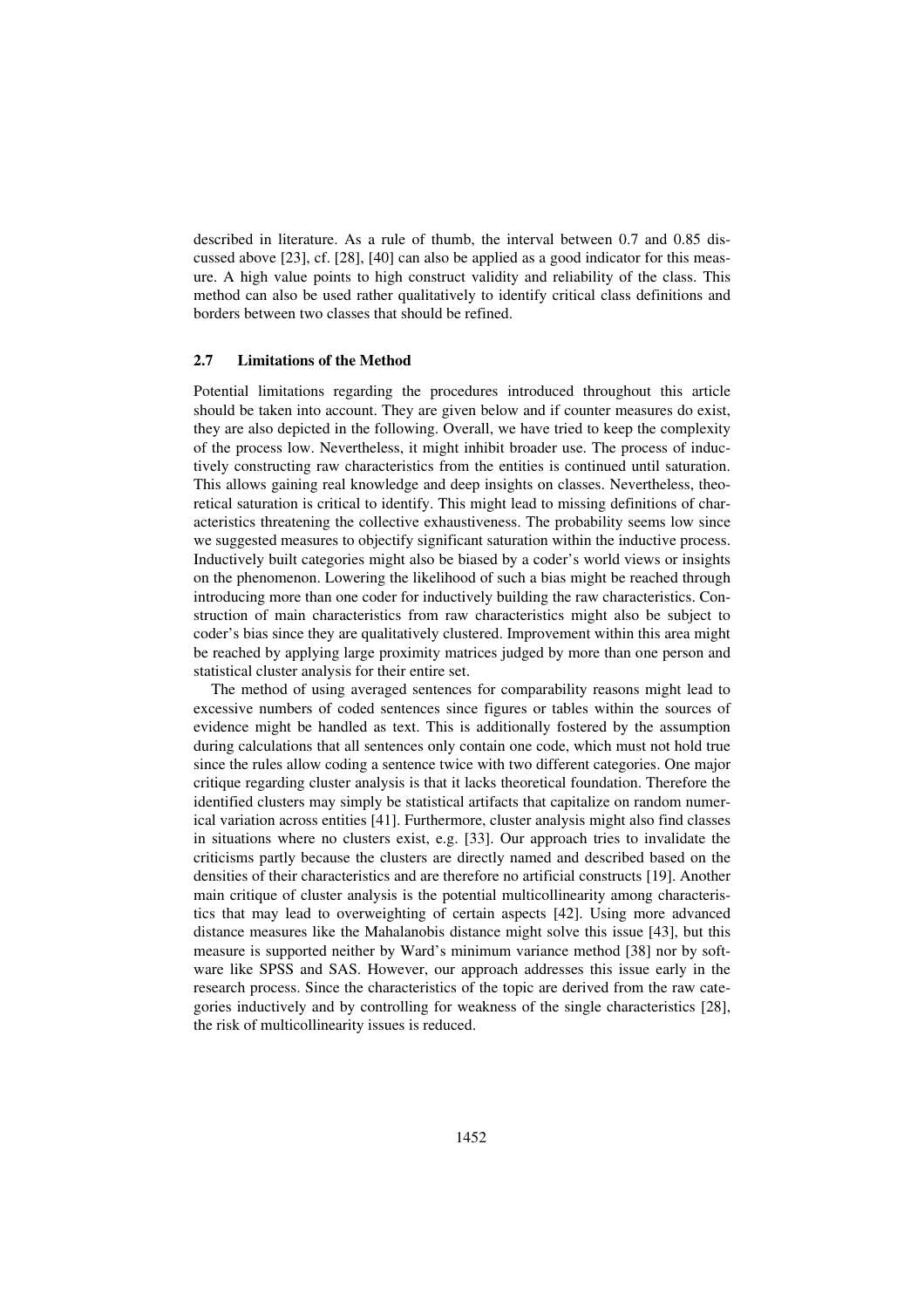described in literature. As a rule of thumb, the interval between 0.7 and 0.85 discussed above [23], cf. [28], [40] can also be applied as a good indicator for this measure. A high value points to high construct validity and reliability of the class. This method can also be used rather qualitatively to identify critical class definitions and borders between two classes that should be refined.

### 2.7 Limitations of the Method

Potential limitations regarding the procedures introduced throughout this article should be taken into account. They are given below and if counter measures do exist, they are also depicted in the following. Overall, we have tried to keep the complexity of the process low. Nevertheless, it might inhibit broader use. The process of inductively constructing raw characteristics from the entities is continued until saturation. This allows gaining real knowledge and deep insights on classes. Nevertheless, theoretical saturation is critical to identify. This might lead to missing definitions of characteristics threatening the collective exhaustiveness. The probability seems low since we suggested measures to objectify significant saturation within the inductive process. Inductively built categories might also be biased by a coder's world views or insights on the phenomenon. Lowering the likelihood of such a bias might be reached through introducing more than one coder for inductively building the raw characteristics. Construction of main characteristics from raw characteristics might also be subject to coder's bias since they are qualitatively clustered. Improvement within this area might be reached by applying large proximity matrices judged by more than one person and statistical cluster analysis for their entire set.

The method of using averaged sentences for comparability reasons might lead to excessive numbers of coded sentences since figures or tables within the sources of evidence might be handled as text. This is additionally fostered by the assumption during calculations that all sentences only contain one code, which must not hold true since the rules allow coding a sentence twice with two different categories. One major critique regarding cluster analysis is that it lacks theoretical foundation. Therefore the identified clusters may simply be statistical artifacts that capitalize on random numerical variation across entities [41]. Furthermore, cluster analysis might also find classes in situations where no clusters exist, e.g. [33]. Our approach tries to invalidate the criticisms partly because the clusters are directly named and described based on the densities of their characteristics and are therefore no artificial constructs [19]. Another main critique of cluster analysis is the potential multicollinearity among characteristics that may lead to overweighting of certain aspects [42]. Using more advanced distance measures like the Mahalanobis distance might solve this issue [43], but this measure is supported neither by Ward's minimum variance method [38] nor by software like SPSS and SAS. However, our approach addresses this issue early in the research process. Since the characteristics of the topic are derived from the raw categories inductively and by controlling for weakness of the single characteristics [28], the risk of multicollinearity issues is reduced.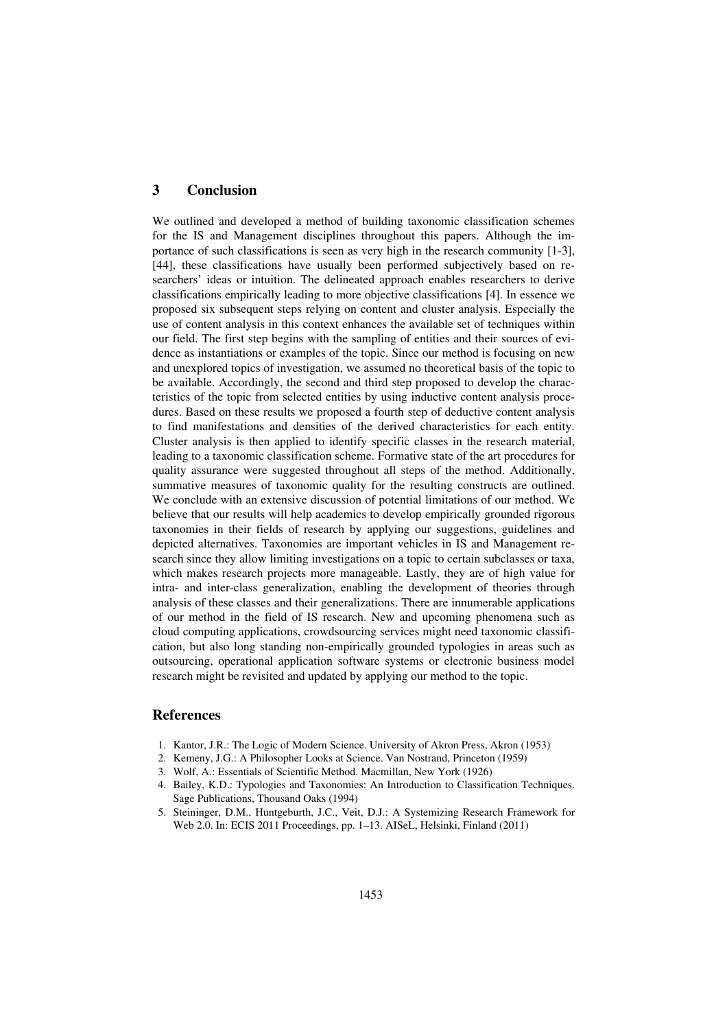## 3 Conclusion

We outlined and developed a method of building taxonomic classification schemes for the IS and Management disciplines throughout this papers. Although the importance of such classifications is seen as very high in the research community [1-3], [44], these classifications have usually been performed subjectively based on researchers' ideas or intuition. The delineated approach enables researchers to derive classifications empirically leading to more objective classifications [4]. In essence we proposed six subsequent steps relying on content and cluster analysis. Especially the use of content analysis in this context enhances the available set of techniques within our field. The first step begins with the sampling of entities and their sources of evidence as instantiations or examples of the topic. Since our method is focusing on new and unexplored topics of investigation, we assumed no theoretical basis of the topic to be available. Accordingly, the second and third step proposed to develop the characteristics of the topic from selected entities by using inductive content analysis procedures. Based on these results we proposed a fourth step of deductive content analysis to find manifestations and densities of the derived characteristics for each entity. Cluster analysis is then applied to identify specific classes in the research material, leading to a taxonomic classification scheme. Formative state of the art procedures for quality assurance were suggested throughout all steps of the method. Additionally, summative measures of taxonomic quality for the resulting constructs are outlined. We conclude with an extensive discussion of potential limitations of our method. We believe that our results will help academics to develop empirically grounded rigorous taxonomies in their fields of research by applying our suggestions, guidelines and depicted alternatives. Taxonomies are important vehicles in IS and Management research since they allow limiting investigations on a topic to certain subclasses or taxa, which makes research projects more manageable. Lastly, they are of high value for intra- and inter-class generalization, enabling the development of theories through analysis of these classes and their generalizations. There are innumerable applications of our method in the field of IS research. New and upcoming phenomena such as cloud computing applications, crowdsourcing services might need taxonomic classification, but also long standing non-empirically grounded typologies in areas such as outsourcing, operational application software systems or electronic business model research might be revisited and updated by applying our method to the topic.

## References

1. Kantor, J.R.: The Logic of Modern Science. University of Akron Press, Akron (1953)
2. Kemeny, J.G.: A Philosopher Looks at Science. Van Nostrand, Princeton (1959)
3. Wolf, A.: Essentials of Scientific Method. Macmillan, New York (1926)
4. Bailey, K.D.: Typologies and Taxonomies: An Introduction to Classification Techniques. Sage Publications, Thousand Oaks (1994)
5. Steininger, D.M., Huntgeburth, J.C., Veit, D.J.: A Systemizing Research Framework for Web 2.0. In: ECIS 2011 Proceedings, pp. 1–13. AISeL, Helsinki, Finland (2011)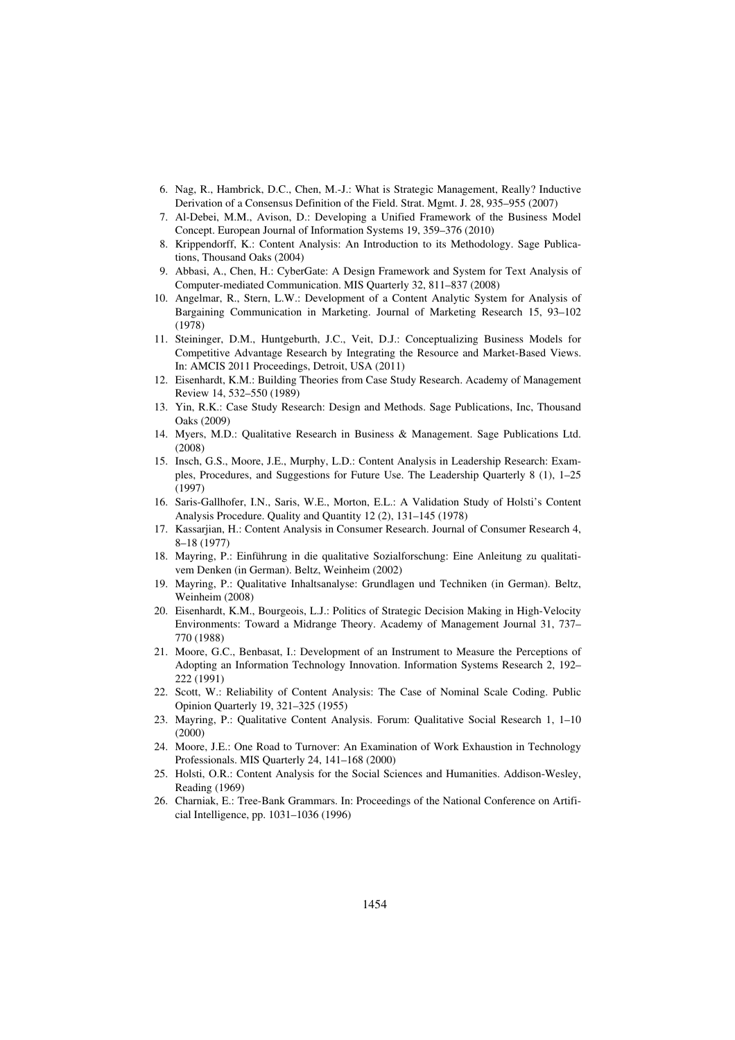6. Nag, R., Hambrick, D.C., Chen, M.-J.: What is Strategic Management, Really? Inductive Derivation of a Consensus Definition of the Field. Strat. Mgmt. J. 28, 935–955 (2007)
7. Al-Debei, M.M., Avison, D.: Developing a Unified Framework of the Business Model Concept. European Journal of Information Systems 19, 359–376 (2010)
8. Krippendorff, K.: Content Analysis: An Introduction to its Methodology. Sage Publications, Thousand Oaks (2004)
9. Abbasi, A., Chen, H.: CyberGate: A Design Framework and System for Text Analysis of Computer-mediated Communication. MIS Quarterly 32, 811–837 (2008)
10. Angelmar, R., Stern, L.W.: Development of a Content Analytic System for Analysis of Bargaining Communication in Marketing. Journal of Marketing Research 15, 93–102 (1978)
11. Steininger, D.M., Huntgeburth, J.C., Veit, D.J.: Conceptualizing Business Models for Competitive Advantage Research by Integrating the Resource and Market-Based Views. In: AMCIS 2011 Proceedings, Detroit, USA (2011)
12. Eisenhardt, K.M.: Building Theories from Case Study Research. Academy of Management Review 14, 532–550 (1989)
13. Yin, R.K.: Case Study Research: Design and Methods. Sage Publications, Inc, Thousand Oaks (2009)
14. Myers, M.D.: Qualitative Research in Business & Management. Sage Publications Ltd. (2008)
15. Insch, G.S., Moore, J.E., Murphy, L.D.: Content Analysis in Leadership Research: Examples, Procedures, and Suggestions for Future Use. The Leadership Quarterly 8 (1), 1–25 (1997)
16. Saris-Gallhofer, I.N., Saris, W.E., Morton, E.L.: A Validation Study of Holsti's Content Analysis Procedure. Quality and Quantity 12 (2), 131–145 (1978)
17. Kassarjian, H.: Content Analysis in Consumer Research. Journal of Consumer Research 4, 8–18 (1977)
18. Mayring, P.: Einführung in die qualitative Sozialforschung: Eine Anleitung zu qualitativem Denken (in German). Beltz, Weinheim (2002)
19. Mayring, P.: Qualitative Inhaltsanalyse: Grundlagen und Techniken (in German). Beltz, Weinheim (2008)
20. Eisenhardt, K.M., Bourgeois, L.J.: Politics of Strategic Decision Making in High-Velocity Environments: Toward a Midrange Theory. Academy of Management Journal 31, 737–770 (1988)
21. Moore, G.C., Benbasat, I.: Development of an Instrument to Measure the Perceptions of Adopting an Information Technology Innovation. Information Systems Research 2, 192–222 (1991)
22. Scott, W.: Reliability of Content Analysis: The Case of Nominal Scale Coding. Public Opinion Quarterly 19, 321–325 (1955)
23. Mayring, P.: Qualitative Content Analysis. Forum: Qualitative Social Research 1, 1–10 (2000)
24. Moore, J.E.: One Road to Turnover: An Examination of Work Exhaustion in Technology Professionals. MIS Quarterly 24, 141–168 (2000)
25. Holsti, O.R.: Content Analysis for the Social Sciences and Humanities. Addison-Wesley, Reading (1969)
26. Charniak, E.: Tree-Bank Grammars. In: Proceedings of the National Conference on Artificial Intelligence, pp. 1031–1036 (1996)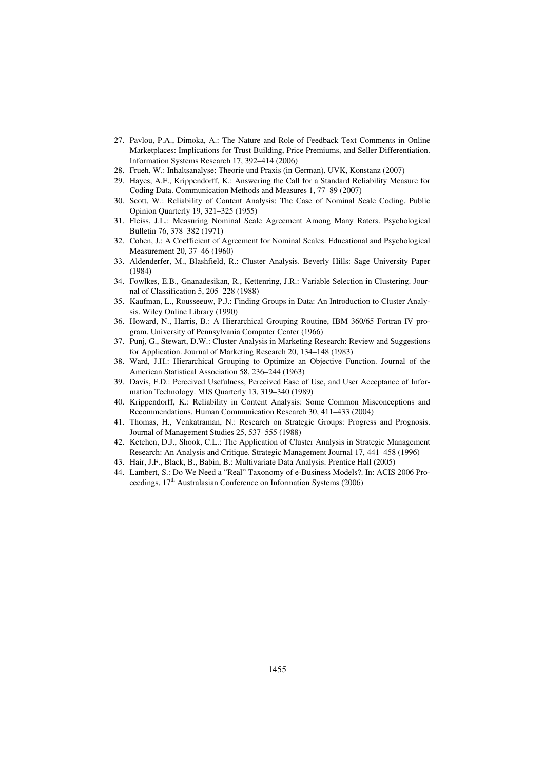27. Pavlou, P.A., Dimoka, A.: The Nature and Role of Feedback Text Comments in Online Marketplaces: Implications for Trust Building, Price Premiums, and Seller Differentiation. Information Systems Research 17, 392–414 (2006)
28. Frueh, W.: Inhaltsanalyse: Theorie und Praxis (in German). UVK, Konstanz (2007)
29. Hayes, A.F., Krippendorff, K.: Answering the Call for a Standard Reliability Measure for Coding Data. Communication Methods and Measures 1, 77–89 (2007)
30. Scott, W.: Reliability of Content Analysis: The Case of Nominal Scale Coding. Public Opinion Quarterly 19, 321–325 (1955)
31. Fleiss, J.L.: Measuring Nominal Scale Agreement Among Many Raters. Psychological Bulletin 76, 378–382 (1971)
32. Cohen, J.: A Coefficient of Agreement for Nominal Scales. Educational and Psychological Measurement 20, 37–46 (1960)
33. Aldenderfer, M., Blashfield, R.: Cluster Analysis. Beverly Hills: Sage University Paper (1984)
34. Fowlkes, E.B., Gnanadesikan, R., Kettenring, J.R.: Variable Selection in Clustering. Journal of Classification 5, 205–228 (1988)
35. Kaufman, L., Rousseeuw, P.J.: Finding Groups in Data: An Introduction to Cluster Analysis. Wiley Online Library (1990)
36. Howard, N., Harris, B.: A Hierarchical Grouping Routine, IBM 360/65 Fortran IV program. University of Pennsylvania Computer Center (1966)
37. Punj, G., Stewart, D.W.: Cluster Analysis in Marketing Research: Review and Suggestions for Application. Journal of Marketing Research 20, 134–148 (1983)
38. Ward, J.H.: Hierarchical Grouping to Optimize an Objective Function. Journal of the American Statistical Association 58, 236–244 (1963)
39. Davis, F.D.: Perceived Usefulness, Perceived Ease of Use, and User Acceptance of Information Technology. MIS Quarterly 13, 319–340 (1989)
40. Krippendorff, K.: Reliability in Content Analysis: Some Common Misconceptions and Recommendations. Human Communication Research 30, 411–433 (2004)
41. Thomas, H., Venkatraman, N.: Research on Strategic Groups: Progress and Prognosis. Journal of Management Studies 25, 537–555 (1988)
42. Ketchen, D.J., Shook, C.L.: The Application of Cluster Analysis in Strategic Management Research: An Analysis and Critique. Strategic Management Journal 17, 441–458 (1996)
43. Hair, J.F., Black, B., Babin, B.: Multivariate Data Analysis. Prentice Hall (2005)
44. Lambert, S.: Do We Need a "Real" Taxonomy of e-Business Models?. In: ACIS 2006 Proceedings, 17th Australasian Conference on Information Systems (2006)